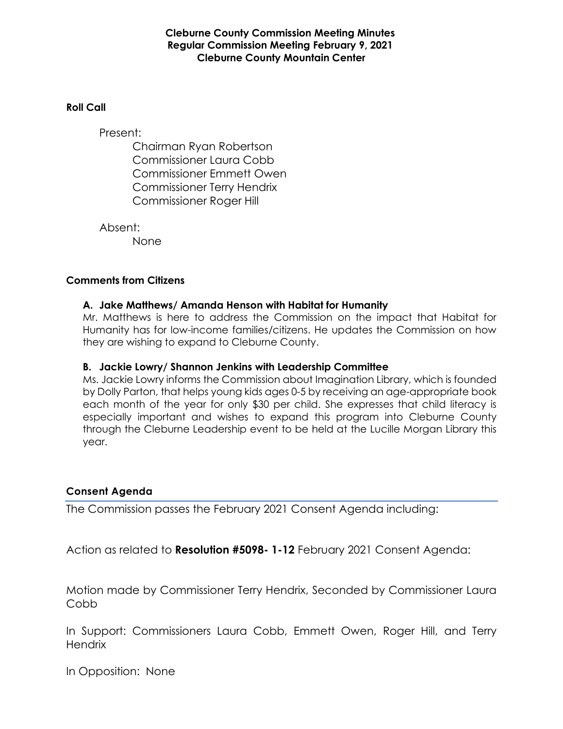# Cleburne County Commission Meeting Minutes
## Regular Commission Meeting February 9, 2021
## Cleburne County Mountain Center

**Roll Call**

Present:

Chairman Ryan Robertson
Commissioner Laura Cobb
Commissioner Emmett Owen
Commissioner Terry Hendrix
Commissioner Roger Hill

Absent:

None

**Comments from Citizens**

**A. Jake Matthews/ Amanda Henson with Habitat for Humanity**

Mr. Matthews is here to address the Commission on the impact that Habitat for Humanity has for low-income families/citizens. He updates the Commission on how they are wishing to expand to Cleburne County.

**B. Jackie Lowry/ Shannon Jenkins with Leadership Committee**

Ms. Jackie Lowry informs the Commission about Imagination Library, which is founded by Dolly Parton, that helps young kids ages 0-5 by receiving an age-appropriate book each month of the year for only $30 per child. She expresses that child literacy is especially important and wishes to expand this program into Cleburne County through the Cleburne Leadership event to be held at the Lucille Morgan Library this year.

**Consent Agenda**

The Commission passes the February 2021 Consent Agenda including:

Action as related to **Resolution #5098- 1-12** February 2021 Consent Agenda:

Motion made by Commissioner Terry Hendrix, Seconded by Commissioner Laura Cobb

In Support: Commissioners Laura Cobb, Emmett Owen, Roger Hill, and Terry Hendrix

In Opposition: None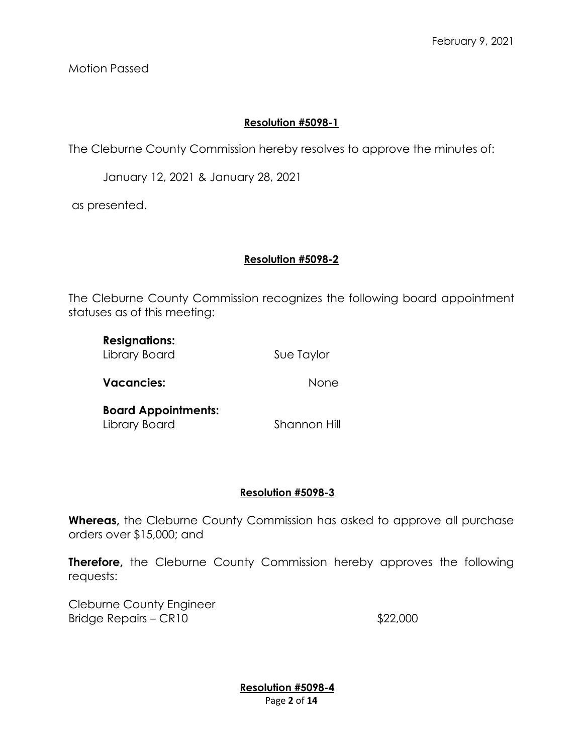Motion Passed

**Resolution #5098-1**

The Cleburne County Commission hereby resolves to approve the minutes of:

January 12, 2021 & January 28, 2021

as presented.

**Resolution #5098-2**

The Cleburne County Commission recognizes the following board appointment statuses as of this meeting:

**Resignations:**
Library Board — Sue Taylor

**Vacancies:** None

**Board Appointments:**
Library Board — Shannon Hill

**Resolution #5098-3**

**Whereas,** the Cleburne County Commission has asked to approve all purchase orders over $15,000; and

**Therefore,** the Cleburne County Commission hereby approves the following requests:

Cleburne County Engineer
Bridge Repairs – CR10 — $22,000

**Resolution #5098-4**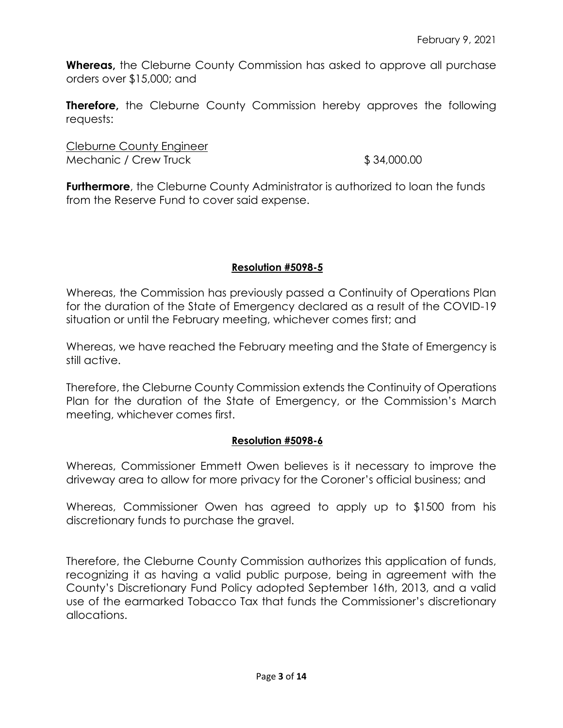February 9, 2021

**Whereas,** the Cleburne County Commission has asked to approve all purchase orders over $15,000; and

**Therefore,** the Cleburne County Commission hereby approves the following requests:

Cleburne County Engineer
Mechanic / Crew Truck $ 34,000.00

**Furthermore**, the Cleburne County Administrator is authorized to loan the funds from the Reserve Fund to cover said expense.

**Resolution #5098-5**

Whereas, the Commission has previously passed a Continuity of Operations Plan for the duration of the State of Emergency declared as a result of the COVID-19 situation or until the February meeting, whichever comes first; and

Whereas, we have reached the February meeting and the State of Emergency is still active.

Therefore, the Cleburne County Commission extends the Continuity of Operations Plan for the duration of the State of Emergency, or the Commission's March meeting, whichever comes first.

**Resolution #5098-6**

Whereas, Commissioner Emmett Owen believes is it necessary to improve the driveway area to allow for more privacy for the Coroner's official business; and

Whereas, Commissioner Owen has agreed to apply up to $1500 from his discretionary funds to purchase the gravel.

Therefore, the Cleburne County Commission authorizes this application of funds, recognizing it as having a valid public purpose, being in agreement with the County's Discretionary Fund Policy adopted September 16th, 2013, and a valid use of the earmarked Tobacco Tax that funds the Commissioner's discretionary allocations.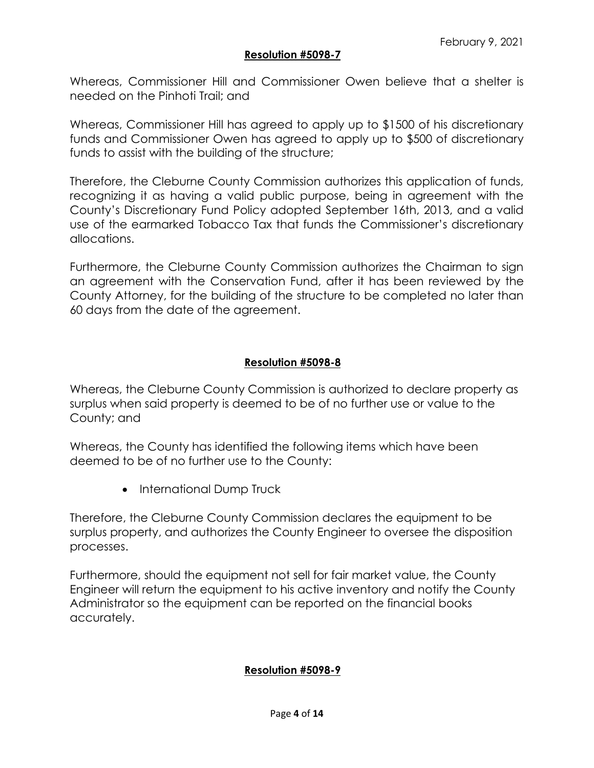February 9, 2021

**Resolution #5098-7**

Whereas, Commissioner Hill and Commissioner Owen believe that a shelter is needed on the Pinhoti Trail; and

Whereas, Commissioner Hill has agreed to apply up to $1500 of his discretionary funds and Commissioner Owen has agreed to apply up to $500 of discretionary funds to assist with the building of the structure;

Therefore, the Cleburne County Commission authorizes this application of funds, recognizing it as having a valid public purpose, being in agreement with the County's Discretionary Fund Policy adopted September 16th, 2013, and a valid use of the earmarked Tobacco Tax that funds the Commissioner's discretionary allocations.

Furthermore, the Cleburne County Commission authorizes the Chairman to sign an agreement with the Conservation Fund, after it has been reviewed by the County Attorney, for the building of the structure to be completed no later than 60 days from the date of the agreement.

**Resolution #5098-8**

Whereas, the Cleburne County Commission is authorized to declare property as surplus when said property is deemed to be of no further use or value to the County; and

Whereas, the County has identified the following items which have been deemed to be of no further use to the County:

- International Dump Truck

Therefore, the Cleburne County Commission declares the equipment to be surplus property, and authorizes the County Engineer to oversee the disposition processes.

Furthermore, should the equipment not sell for fair market value, the County Engineer will return the equipment to his active inventory and notify the County Administrator so the equipment can be reported on the financial books accurately.

**Resolution #5098-9**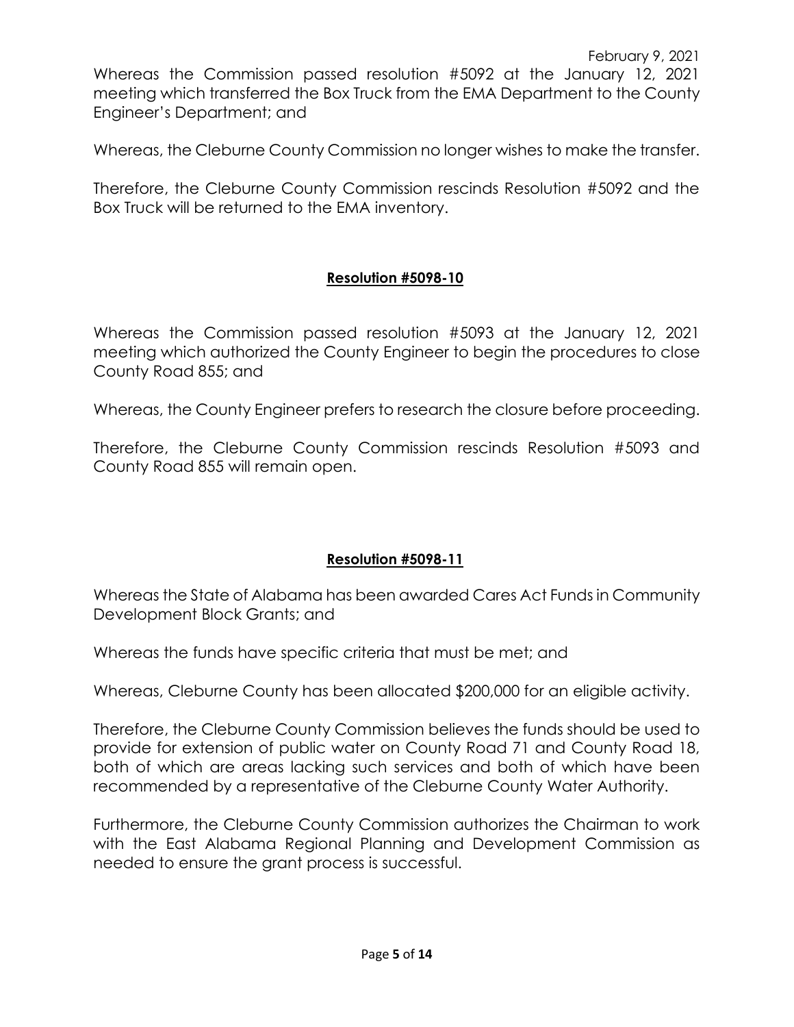February 9, 2021

Whereas the Commission passed resolution #5092 at the January 12, 2021 meeting which transferred the Box Truck from the EMA Department to the County Engineer's Department; and

Whereas, the Cleburne County Commission no longer wishes to make the transfer.

Therefore, the Cleburne County Commission rescinds Resolution #5092 and the Box Truck will be returned to the EMA inventory.

**Resolution #5098-10**

Whereas the Commission passed resolution #5093 at the January 12, 2021 meeting which authorized the County Engineer to begin the procedures to close County Road 855; and

Whereas, the County Engineer prefers to research the closure before proceeding.

Therefore, the Cleburne County Commission rescinds Resolution #5093 and County Road 855 will remain open.

**Resolution #5098-11**

Whereas the State of Alabama has been awarded Cares Act Funds in Community Development Block Grants; and

Whereas the funds have specific criteria that must be met; and

Whereas, Cleburne County has been allocated $200,000 for an eligible activity.

Therefore, the Cleburne County Commission believes the funds should be used to provide for extension of public water on County Road 71 and County Road 18, both of which are areas lacking such services and both of which have been recommended by a representative of the Cleburne County Water Authority.

Furthermore, the Cleburne County Commission authorizes the Chairman to work with the East Alabama Regional Planning and Development Commission as needed to ensure the grant process is successful.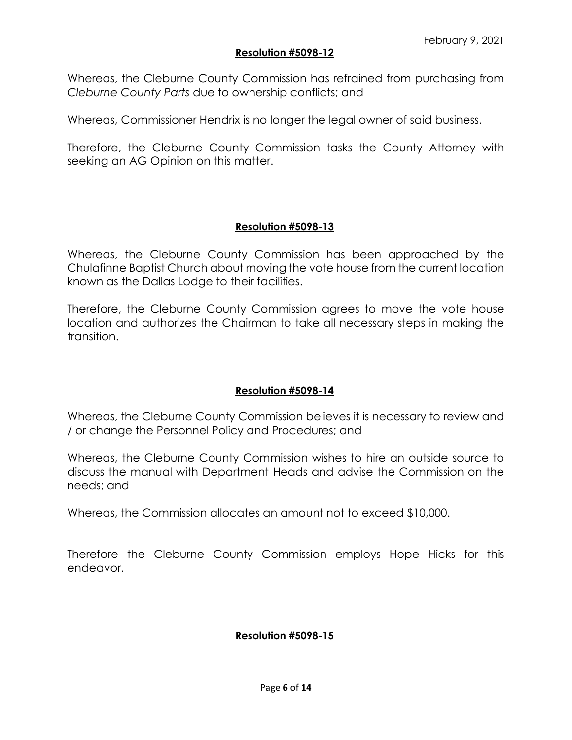February 9, 2021

**Resolution #5098-12**

Whereas, the Cleburne County Commission has refrained from purchasing from *Cleburne County Parts* due to ownership conflicts; and

Whereas, Commissioner Hendrix is no longer the legal owner of said business.

Therefore, the Cleburne County Commission tasks the County Attorney with seeking an AG Opinion on this matter.

**Resolution #5098-13**

Whereas, the Cleburne County Commission has been approached by the Chulafinne Baptist Church about moving the vote house from the current location known as the Dallas Lodge to their facilities.

Therefore, the Cleburne County Commission agrees to move the vote house location and authorizes the Chairman to take all necessary steps in making the transition.

**Resolution #5098-14**

Whereas, the Cleburne County Commission believes it is necessary to review and / or change the Personnel Policy and Procedures; and

Whereas, the Cleburne County Commission wishes to hire an outside source to discuss the manual with Department Heads and advise the Commission on the needs; and

Whereas, the Commission allocates an amount not to exceed $10,000.

Therefore the Cleburne County Commission employs Hope Hicks for this endeavor.

**Resolution #5098-15**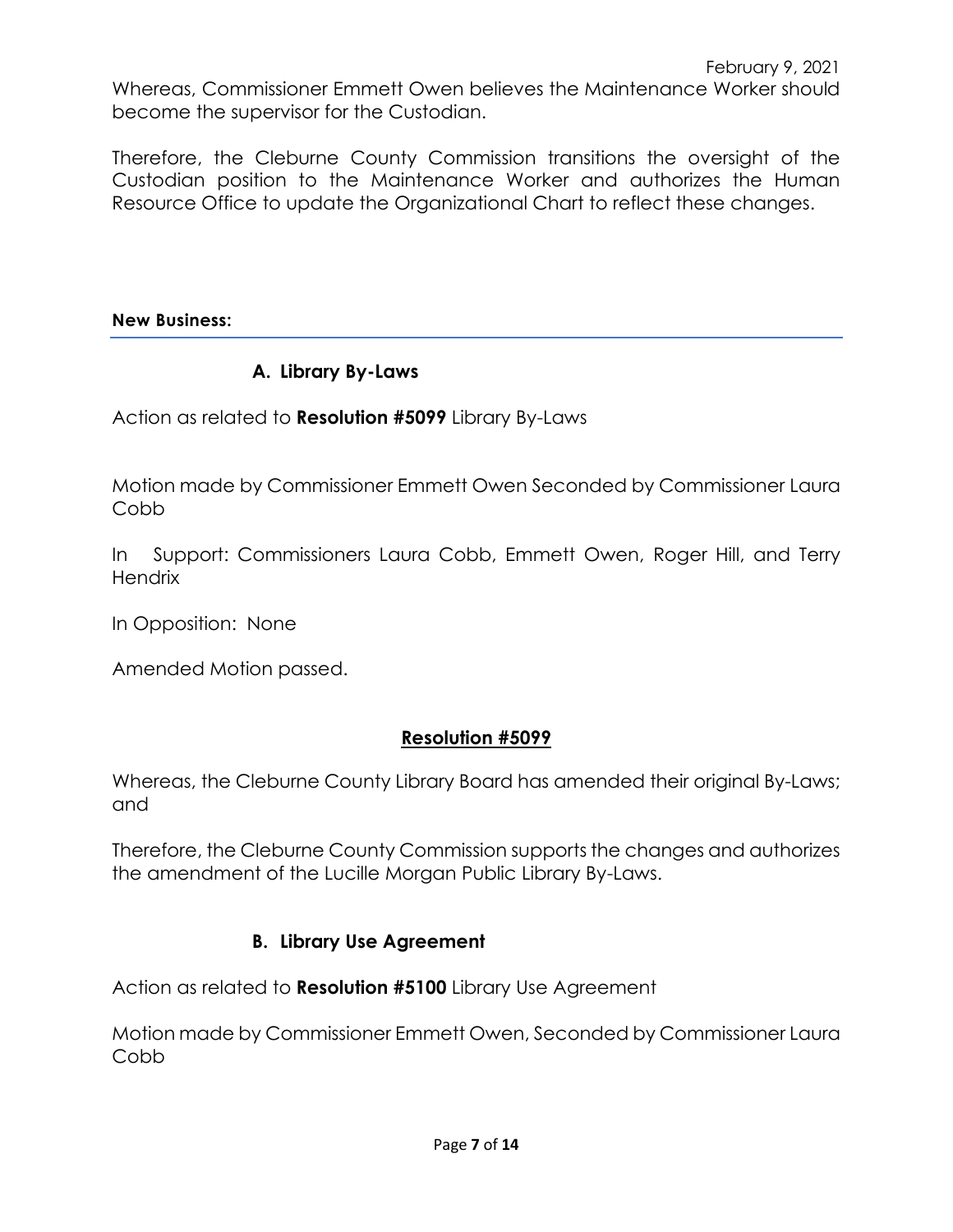Whereas, Commissioner Emmett Owen believes the Maintenance Worker should become the supervisor for the Custodian.

Therefore, the Cleburne County Commission transitions the oversight of the Custodian position to the Maintenance Worker and authorizes the Human Resource Office to update the Organizational Chart to reflect these changes.

**New Business:**

**A. Library By-Laws**

Action as related to **Resolution #5099** Library By-Laws

Motion made by Commissioner Emmett Owen Seconded by Commissioner Laura Cobb

In Support: Commissioners Laura Cobb, Emmett Owen, Roger Hill, and Terry Hendrix

In Opposition: None

Amended Motion passed.

**Resolution #5099**

Whereas, the Cleburne County Library Board has amended their original By-Laws; and

Therefore, the Cleburne County Commission supports the changes and authorizes the amendment of the Lucille Morgan Public Library By-Laws.

**B. Library Use Agreement**

Action as related to **Resolution #5100** Library Use Agreement

Motion made by Commissioner Emmett Owen, Seconded by Commissioner Laura Cobb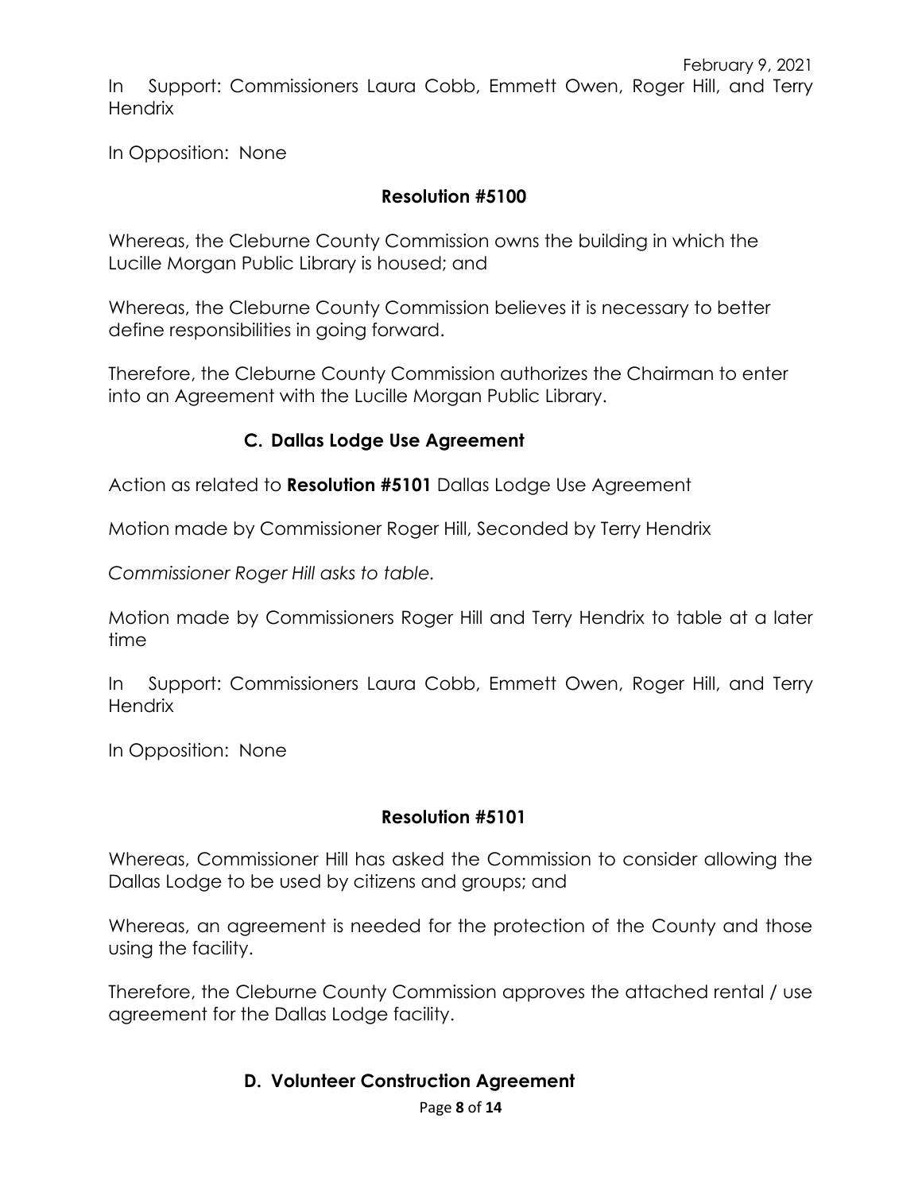In Support: Commissioners Laura Cobb, Emmett Owen, Roger Hill, and Terry Hendrix

In Opposition: None

**Resolution #5100**

Whereas, the Cleburne County Commission owns the building in which the Lucille Morgan Public Library is housed; and

Whereas, the Cleburne County Commission believes it is necessary to better define responsibilities in going forward.

Therefore, the Cleburne County Commission authorizes the Chairman to enter into an Agreement with the Lucille Morgan Public Library.

### C. Dallas Lodge Use Agreement

Action as related to **Resolution #5101** Dallas Lodge Use Agreement

Motion made by Commissioner Roger Hill, Seconded by Terry Hendrix

*Commissioner Roger Hill asks to table.*

Motion made by Commissioners Roger Hill and Terry Hendrix to table at a later time

In Support: Commissioners Laura Cobb, Emmett Owen, Roger Hill, and Terry Hendrix

In Opposition: None

**Resolution #5101**

Whereas, Commissioner Hill has asked the Commission to consider allowing the Dallas Lodge to be used by citizens and groups; and

Whereas, an agreement is needed for the protection of the County and those using the facility.

Therefore, the Cleburne County Commission approves the attached rental / use agreement for the Dallas Lodge facility.

### D. Volunteer Construction Agreement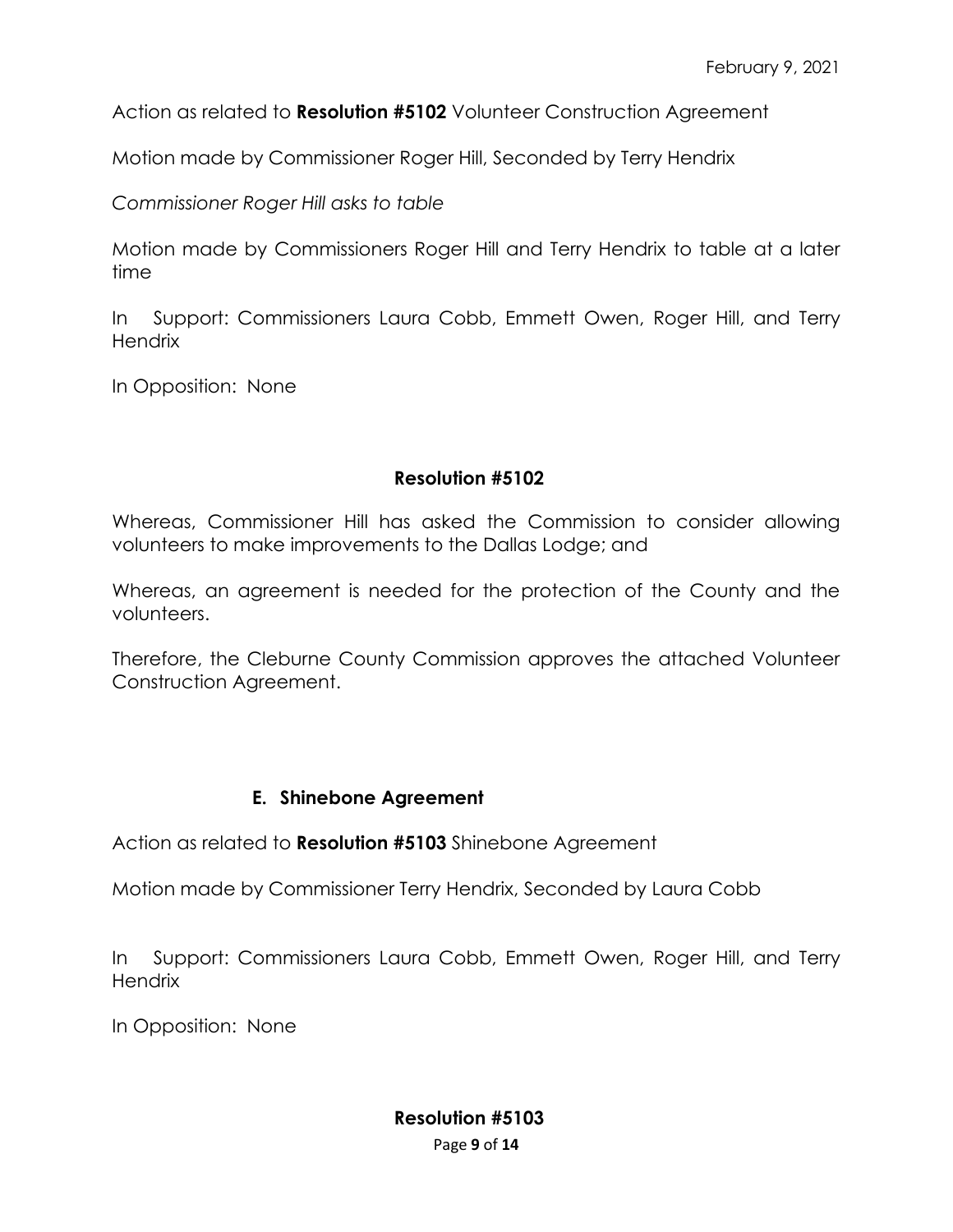Action as related to **Resolution #5102** Volunteer Construction Agreement

Motion made by Commissioner Roger Hill, Seconded by Terry Hendrix

*Commissioner Roger Hill asks to table*

Motion made by Commissioners Roger Hill and Terry Hendrix to table at a later time

In Support: Commissioners Laura Cobb, Emmett Owen, Roger Hill, and Terry Hendrix

In Opposition: None

**Resolution #5102**

Whereas, Commissioner Hill has asked the Commission to consider allowing volunteers to make improvements to the Dallas Lodge; and

Whereas, an agreement is needed for the protection of the County and the volunteers.

Therefore, the Cleburne County Commission approves the attached Volunteer Construction Agreement.

**E. Shinebone Agreement**

Action as related to **Resolution #5103** Shinebone Agreement

Motion made by Commissioner Terry Hendrix, Seconded by Laura Cobb

In Support: Commissioners Laura Cobb, Emmett Owen, Roger Hill, and Terry Hendrix

In Opposition: None

**Resolution #5103**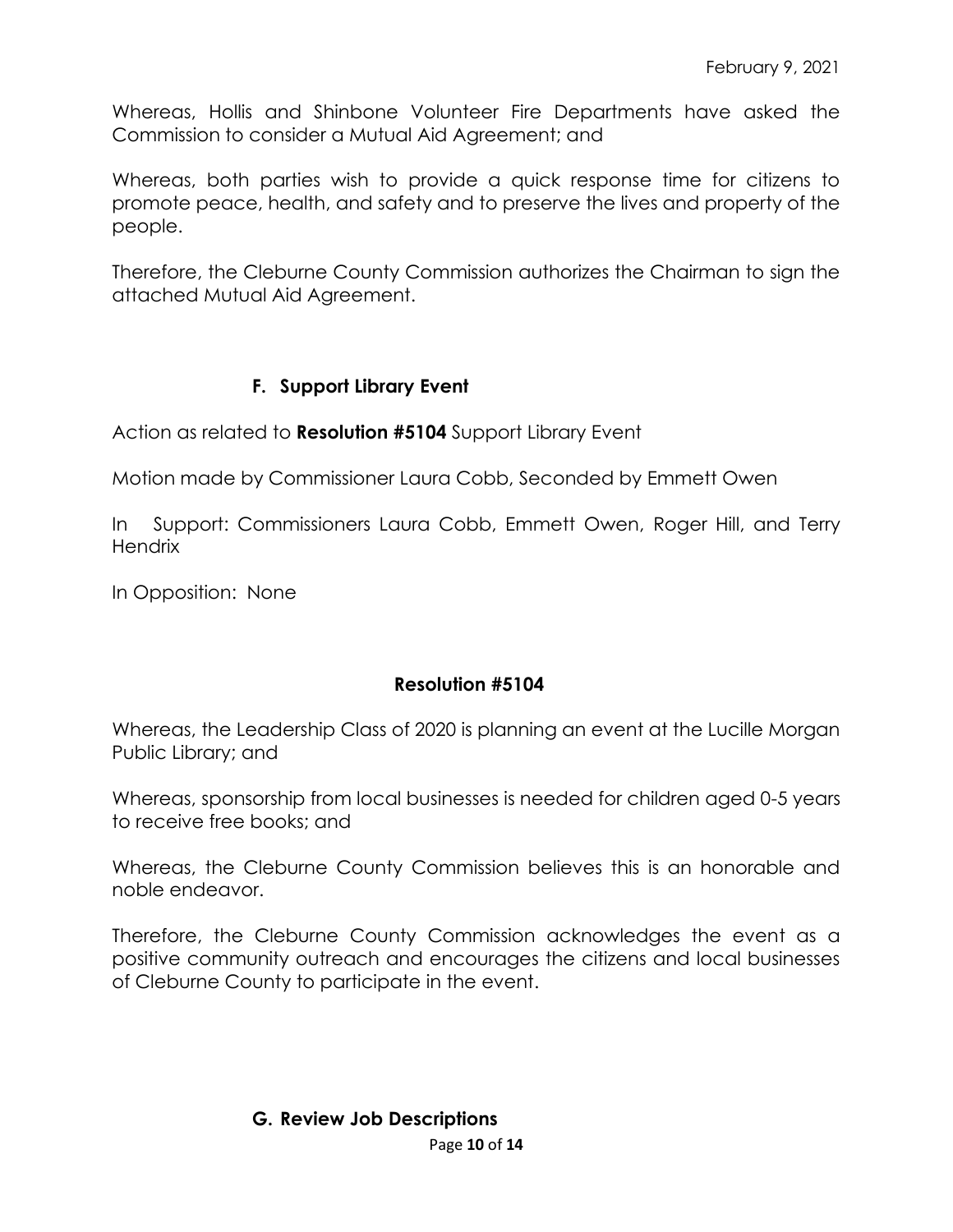February 9, 2021

Whereas, Hollis and Shinbone Volunteer Fire Departments have asked the Commission to consider a Mutual Aid Agreement; and

Whereas, both parties wish to provide a quick response time for citizens to promote peace, health, and safety and to preserve the lives and property of the people.

Therefore, the Cleburne County Commission authorizes the Chairman to sign the attached Mutual Aid Agreement.

### F. Support Library Event

Action as related to **Resolution #5104** Support Library Event

Motion made by Commissioner Laura Cobb, Seconded by Emmett Owen

In Support: Commissioners Laura Cobb, Emmett Owen, Roger Hill, and Terry Hendrix

In Opposition: None

### Resolution #5104

Whereas, the Leadership Class of 2020 is planning an event at the Lucille Morgan Public Library; and

Whereas, sponsorship from local businesses is needed for children aged 0-5 years to receive free books; and

Whereas, the Cleburne County Commission believes this is an honorable and noble endeavor.

Therefore, the Cleburne County Commission acknowledges the event as a positive community outreach and encourages the citizens and local businesses of Cleburne County to participate in the event.

### G. Review Job Descriptions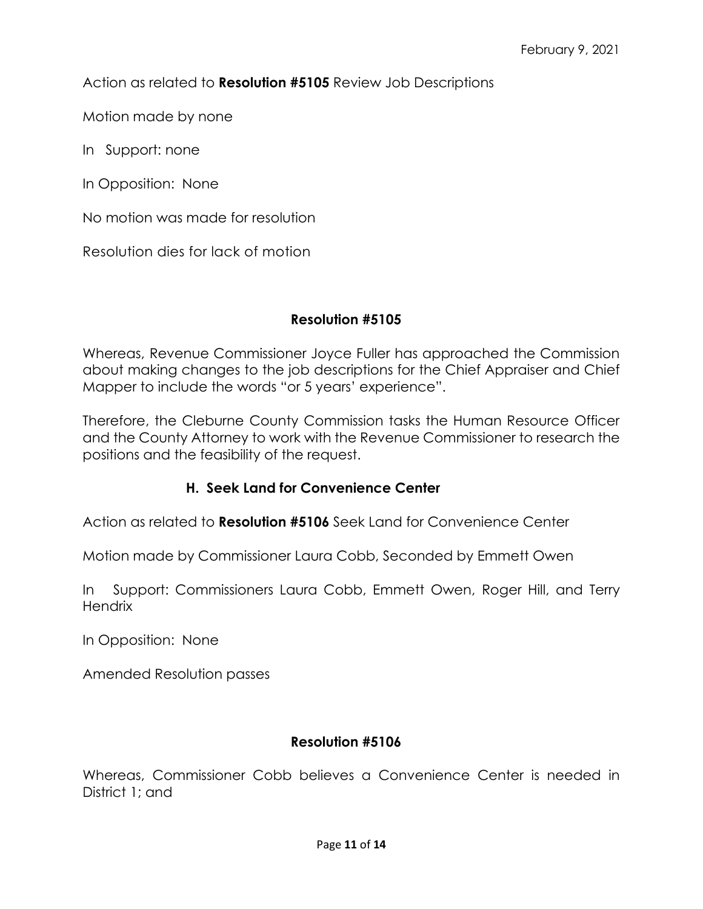Action as related to **Resolution #5105** Review Job Descriptions

Motion made by none

In Support: none

In Opposition: None

No motion was made for resolution

Resolution dies for lack of motion

**Resolution #5105**

Whereas, Revenue Commissioner Joyce Fuller has approached the Commission about making changes to the job descriptions for the Chief Appraiser and Chief Mapper to include the words "or 5 years' experience".

Therefore, the Cleburne County Commission tasks the Human Resource Officer and the County Attorney to work with the Revenue Commissioner to research the positions and the feasibility of the request.

**H. Seek Land for Convenience Center**

Action as related to **Resolution #5106** Seek Land for Convenience Center

Motion made by Commissioner Laura Cobb, Seconded by Emmett Owen

In Support: Commissioners Laura Cobb, Emmett Owen, Roger Hill, and Terry Hendrix

In Opposition: None

Amended Resolution passes

**Resolution #5106**

Whereas, Commissioner Cobb believes a Convenience Center is needed in District 1; and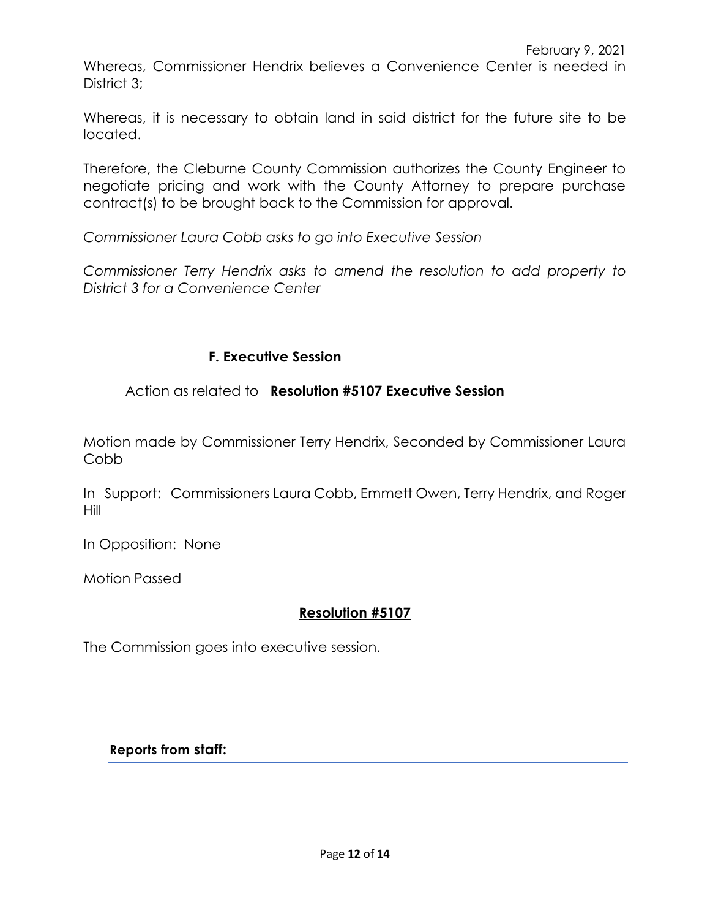Whereas, Commissioner Hendrix believes a Convenience Center is needed in District 3;

Whereas, it is necessary to obtain land in said district for the future site to be located.

Therefore, the Cleburne County Commission authorizes the County Engineer to negotiate pricing and work with the County Attorney to prepare purchase contract(s) to be brought back to the Commission for approval.

*Commissioner Laura Cobb asks to go into Executive Session*

*Commissioner Terry Hendrix asks to amend the resolution to add property to District 3 for a Convenience Center*

## F. Executive Session

Action as related to **Resolution #5107 Executive Session**

Motion made by Commissioner Terry Hendrix, Seconded by Commissioner Laura Cobb

In Support: Commissioners Laura Cobb, Emmett Owen, Terry Hendrix, and Roger Hill

In Opposition: None

Motion Passed

## Resolution #5107

The Commission goes into executive session.

**Reports from staff:**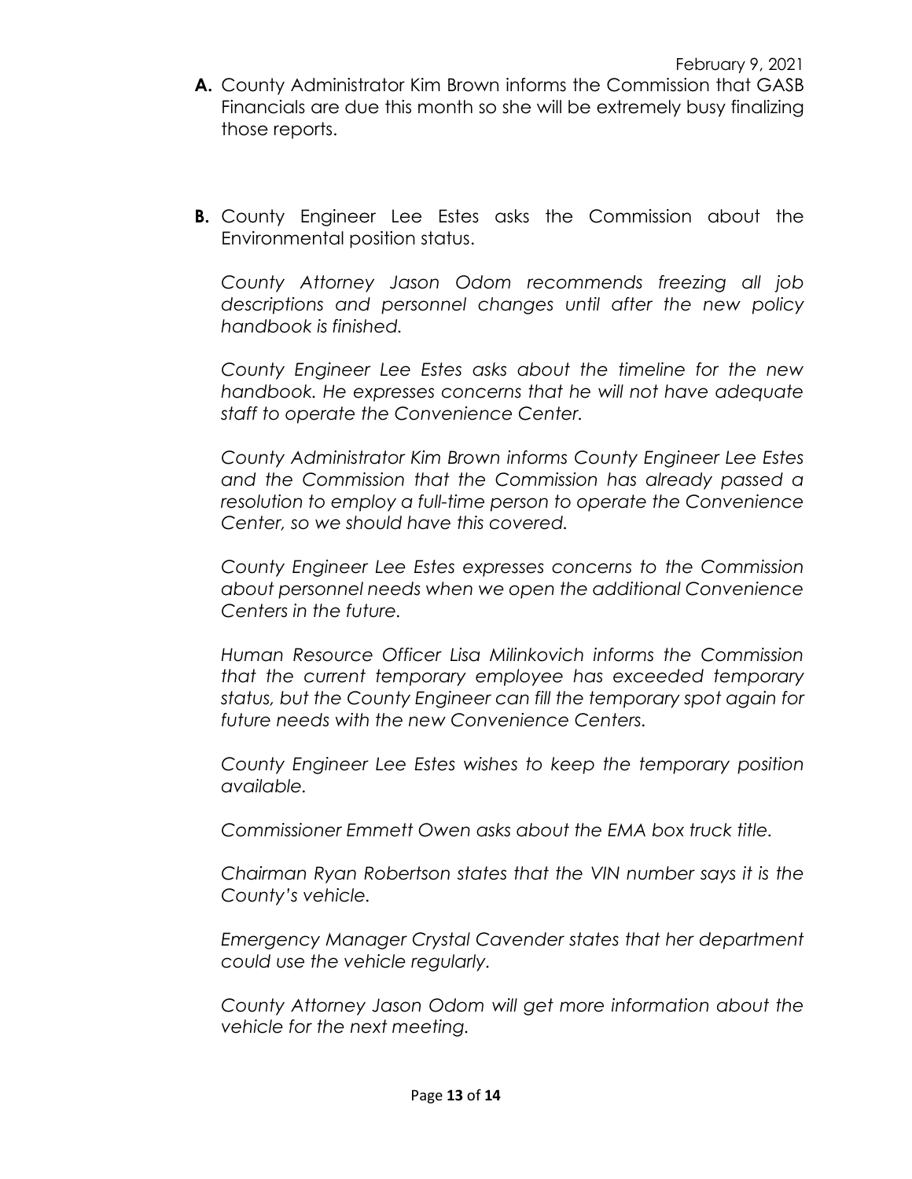February 9, 2021

**A.** County Administrator Kim Brown informs the Commission that GASB Financials are due this month so she will be extremely busy finalizing those reports.

**B.** County Engineer Lee Estes asks the Commission about the Environmental position status.

*County Attorney Jason Odom recommends freezing all job descriptions and personnel changes until after the new policy handbook is finished.*

*County Engineer Lee Estes asks about the timeline for the new handbook. He expresses concerns that he will not have adequate staff to operate the Convenience Center.*

*County Administrator Kim Brown informs County Engineer Lee Estes and the Commission that the Commission has already passed a resolution to employ a full-time person to operate the Convenience Center, so we should have this covered.*

*County Engineer Lee Estes expresses concerns to the Commission about personnel needs when we open the additional Convenience Centers in the future.*

*Human Resource Officer Lisa Milinkovich informs the Commission that the current temporary employee has exceeded temporary status, but the County Engineer can fill the temporary spot again for future needs with the new Convenience Centers.*

*County Engineer Lee Estes wishes to keep the temporary position available.*

*Commissioner Emmett Owen asks about the EMA box truck title.*

*Chairman Ryan Robertson states that the VIN number says it is the County's vehicle.*

*Emergency Manager Crystal Cavender states that her department could use the vehicle regularly.*

*County Attorney Jason Odom will get more information about the vehicle for the next meeting.*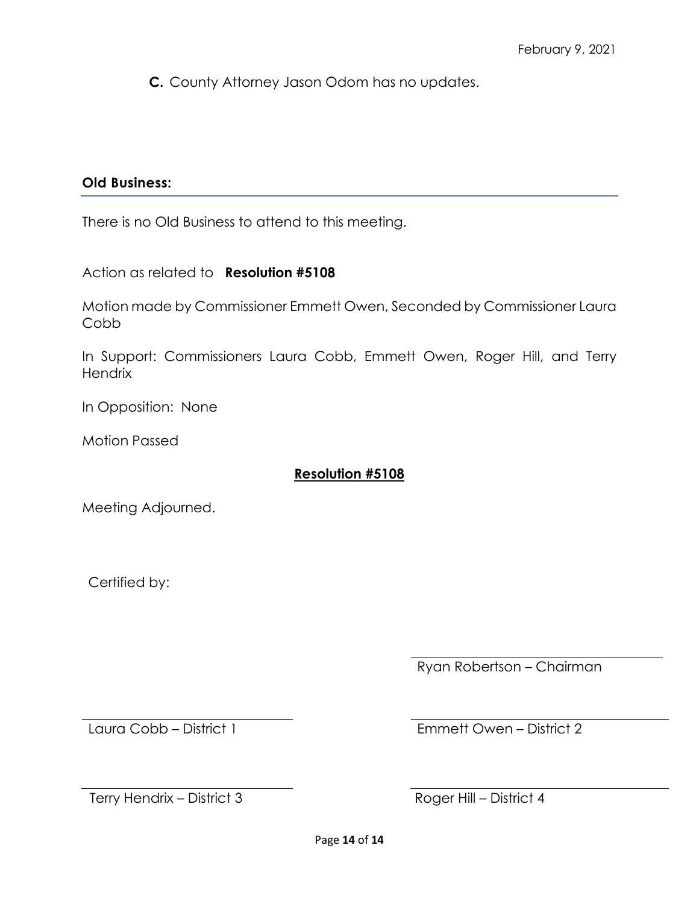February 9, 2021

**C.** County Attorney Jason Odom has no updates.

## Old Business:

There is no Old Business to attend to this meeting.

Action as related to **Resolution #5108**

Motion made by Commissioner Emmett Owen, Seconded by Commissioner Laura Cobb

In Support: Commissioners Laura Cobb, Emmett Owen, Roger Hill, and Terry Hendrix

In Opposition: None

Motion Passed

**Resolution #5108**

Meeting Adjourned.

Certified by:

Ryan Robertson – Chairman

Laura Cobb – District 1

Emmett Owen – District 2

Terry Hendrix – District 3

Roger Hill – District 4